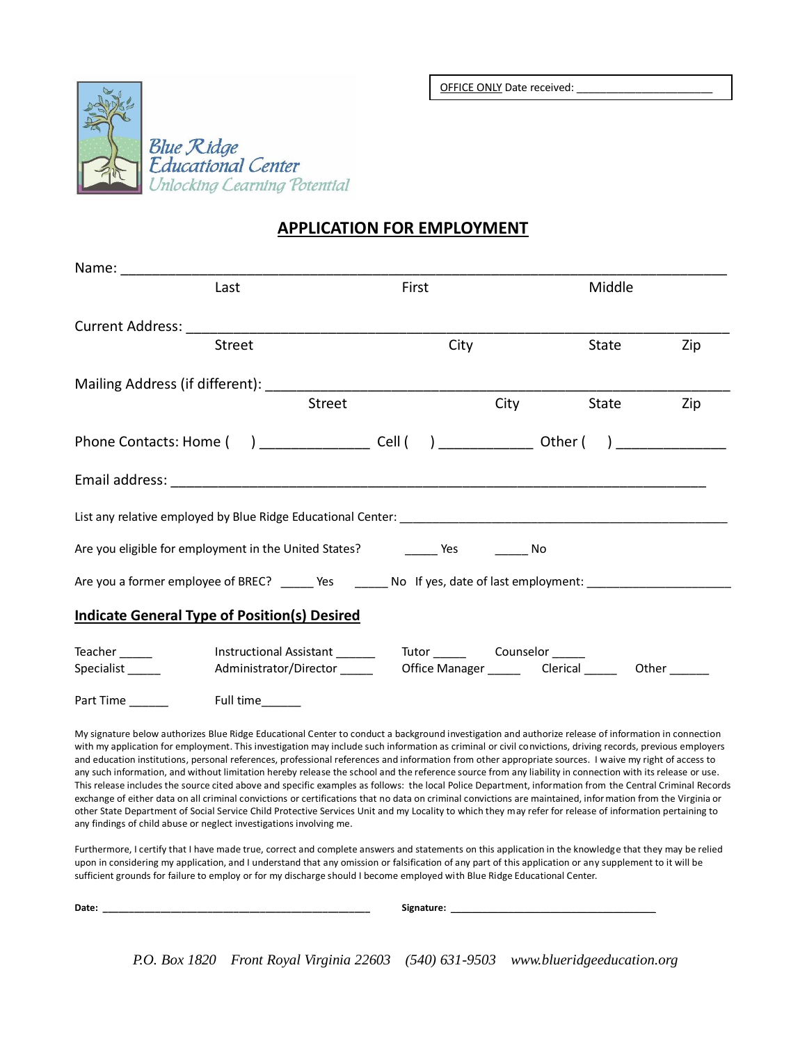OFFICE ONLY Date received: ______________________

Blue Ridge Educational Center
*Unlocking Learning Potential*

# APPLICATION FOR EMPLOYMENT

Name: ______________________________________________________________________________
Last First Middle

Current Address: ________________________________________________________________________
Street City State Zip

Mailing Address (if different): ____________________________________________________________
Street City State Zip

Phone Contacts: Home (   ) ______________ Cell (   ) ____________ Other (   ) ______________

Email address: _____________________________________________________________________

List any relative employed by Blue Ridge Educational Center: _______________________________________________

Are you eligible for employment in the United States? _____ Yes _____ No

Are you a former employee of BREC? _____ Yes _____ No If yes, date of last employment: _____________________

## Indicate General Type of Position(s) Desired

Teacher _____ Instructional Assistant ______ Tutor _____ Counselor _____
Specialist _____ Administrator/Director _____ Office Manager _____ Clerical _____ Other ______

Part Time ______ Full time______

My signature below authorizes Blue Ridge Educational Center to conduct a background investigation and authorize release of information in connection with my application for employment. This investigation may include such information as criminal or civil convictions, driving records, previous employers and education institutions, personal references, professional references and information from other appropriate sources. I waive my right of access to any such information, and without limitation hereby release the school and the reference source from any liability in connection with its release or use. This release includes the source cited above and specific examples as follows: the local Police Department, information from the Central Criminal Records exchange of either data on all criminal convictions or certifications that no data on criminal convictions are maintained, information from the Virginia or other State Department of Social Service Child Protective Services Unit and my Locality to which they may refer for release of information pertaining to any findings of child abuse or neglect investigations involving me.

Furthermore, I certify that I have made true, correct and complete answers and statements on this application in the knowledge that they may be relied upon in considering my application, and I understand that any omission or falsification of any part of this application or any supplement to it will be sufficient grounds for failure to employ or for my discharge should I become employed with Blue Ridge Educational Center.

**Date:** ___________________________________________ **Signature:** ___________________________________

*P.O. Box 1820 Front Royal Virginia 22603 (540) 631-9503 www.blueridgeeducation.org*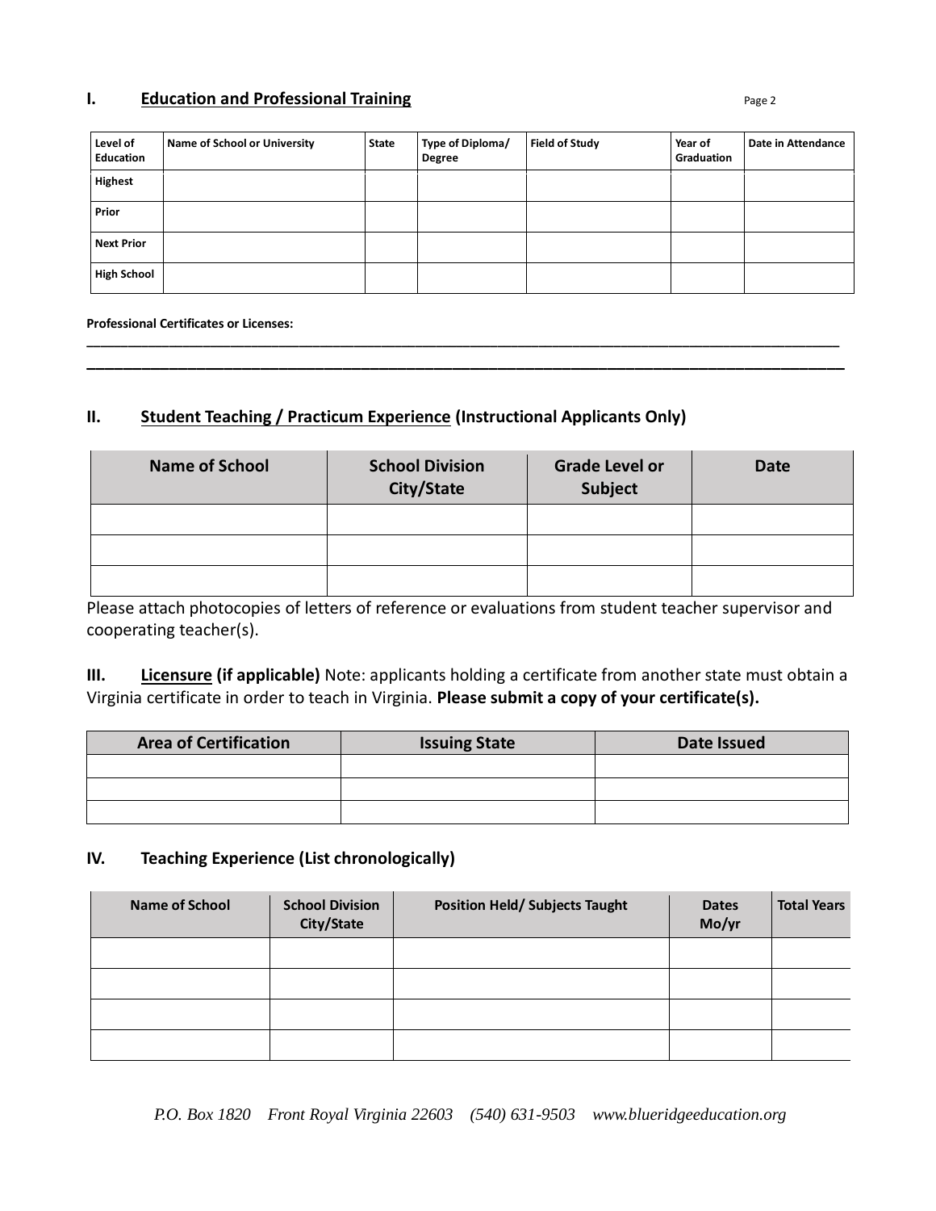## I. Education and Professional Training

| Level of Education | Name of School or University | State | Type of Diploma/ Degree | Field of Study | Year of Graduation | Date in Attendance |
|---|---|---|---|---|---|---|
| **Highest** | | | | | | |
| **Prior** | | | | | | |
| **Next Prior** | | | | | | |
| **High School** | | | | | | |

**Professional Certificates or Licenses:**

________________________________________________________________________________________________

________________________________________________________________________________________________

## II. Student Teaching / Practicum Experience (Instructional Applicants Only)

| Name of School | School Division City/State | Grade Level or Subject | Date |
|---|---|---|---|
| | | | |
| | | | |
| | | | |

Please attach photocopies of letters of reference or evaluations from student teacher supervisor and cooperating teacher(s).

**III. Licensure (if applicable)** Note: applicants holding a certificate from another state must obtain a Virginia certificate in order to teach in Virginia. **Please submit a copy of your certificate(s).**

| Area of Certification | Issuing State | Date Issued |
|---|---|---|
| | | |
| | | |
| | | |

## IV. Teaching Experience (List chronologically)

| Name of School | School Division City/State | Position Held/ Subjects Taught | Dates Mo/yr | Total Years |
|---|---|---|---|---|
| | | | | |
| | | | | |
| | | | | |
| | | | | |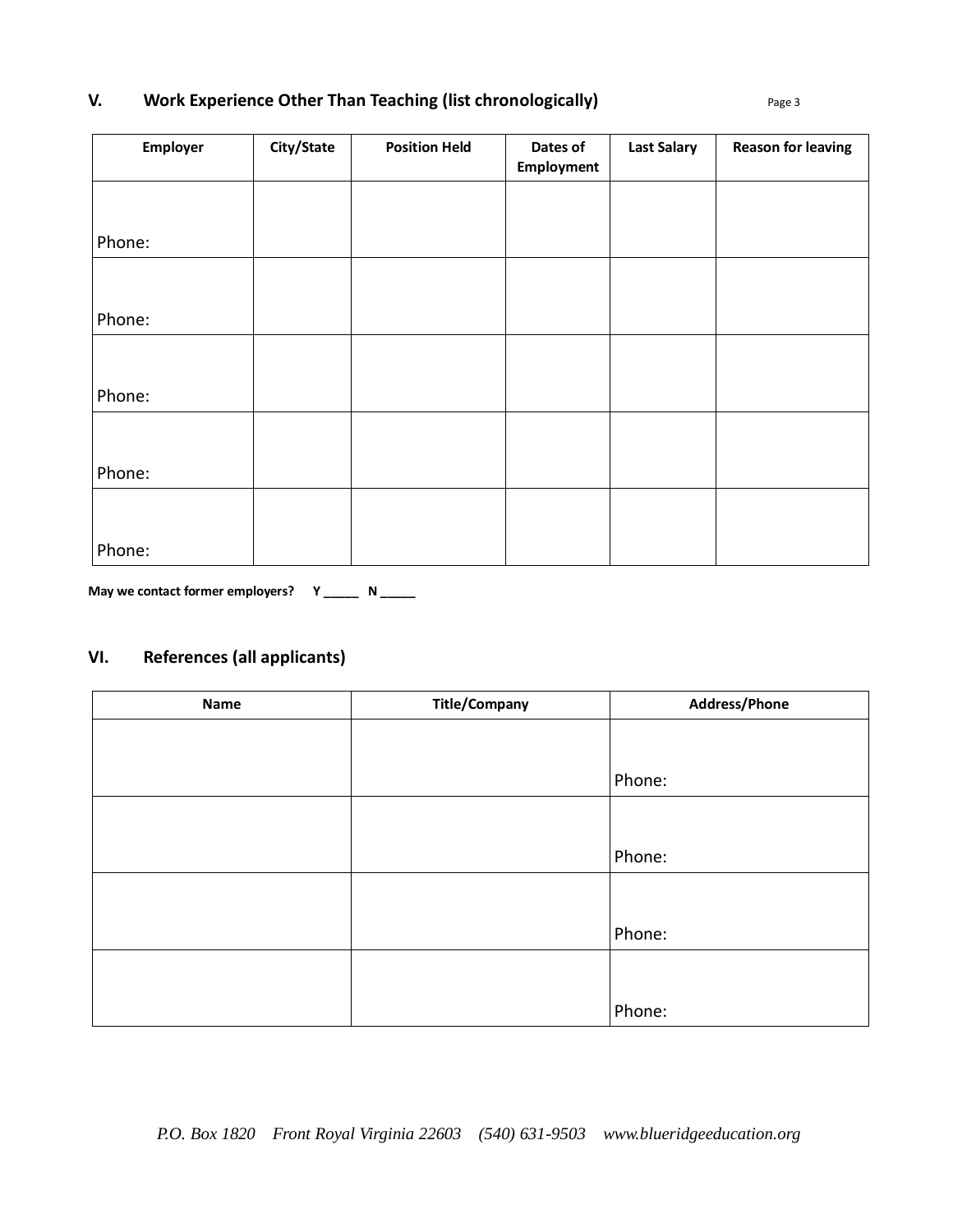## V. Work Experience Other Than Teaching (list chronologically)

| Employer | City/State | Position Held | Dates of Employment | Last Salary | Reason for leaving |
|---|---|---|---|---|---|
| Phone: | | | | | |
| Phone: | | | | | |
| Phone: | | | | | |
| Phone: | | | | | |
| Phone: | | | | | |

**May we contact former employers? Y _____ N _____**

## VI. References (all applicants)

| Name | Title/Company | Address/Phone |
|---|---|---|
| | | Phone: |
| | | Phone: |
| | | Phone: |
| | | Phone: |

*P.O. Box 1820 Front Royal Virginia 22603 (540) 631-9503 www.blueridgeeducation.org*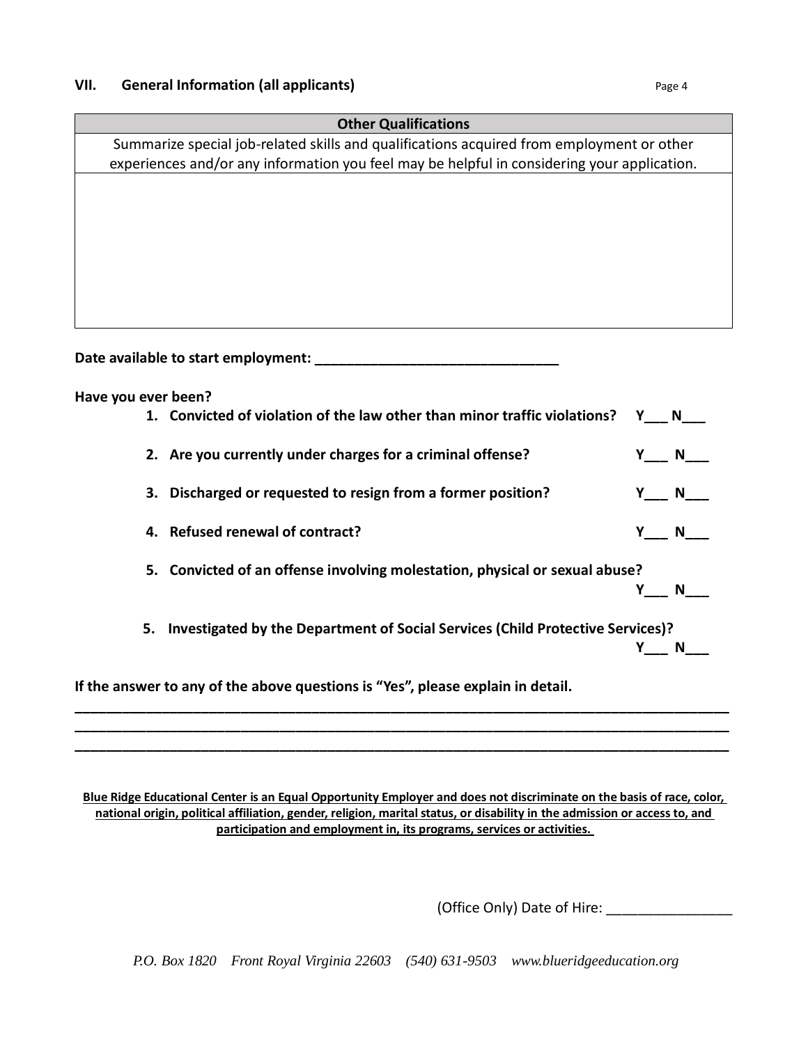## VII. General Information (all applicants)

| Other Qualifications |
| --- |
| Summarize special job-related skills and qualifications acquired from employment or other experiences and/or any information you feel may be helpful in considering your application. |
| |

**Date available to start employment: ________________________________**

**Have you ever been?**

1. **Convicted of violation of the law other than minor traffic violations? Y___ N___**
2. **Are you currently under charges for a criminal offense? Y___ N___**
3. **Discharged or requested to resign from a former position? Y___ N___**
4. **Refused renewal of contract? Y___ N___**
5. **Convicted of an offense involving molestation, physical or sexual abuse? Y___ N___**
5. **Investigated by the Department of Social Services (Child Protective Services)? Y___ N___**

**If the answer to any of the above questions is "Yes", please explain in detail.**

________________________________________________________________________________
________________________________________________________________________________
________________________________________________________________________________

**Blue Ridge Educational Center is an Equal Opportunity Employer and does not discriminate on the basis of race, color, national origin, political affiliation, gender, religion, marital status, or disability in the admission or access to, and participation and employment in, its programs, services or activities.**

(Office Only) Date of Hire: ________________

*P.O. Box 1820 Front Royal Virginia 22603 (540) 631-9503 www.blueridgeeducation.org*